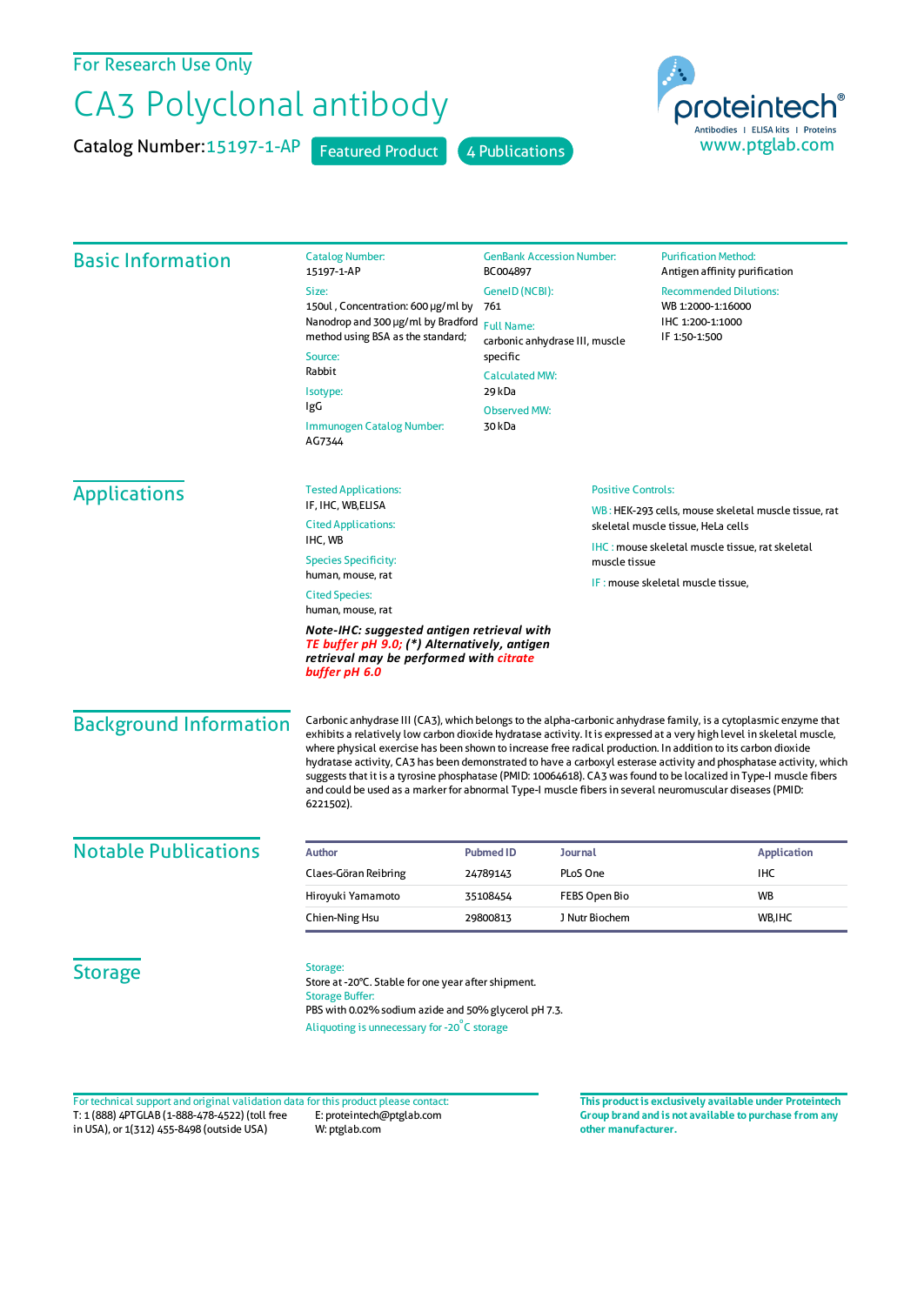For Research Use Only

# CA3 Polyclonal antibody

Catalog Number: 15197-1-AP    Featured Product    4 Publications

proteintech®
Antibodies | ELISA kits | Proteins
www.ptglab.com

## Basic Information

**Catalog Number:**
15197-1-AP

**Size:**
150ul , Concentration: 600 μg/ml by Nanodrop and 300 μg/ml by Bradford method using BSA as the standard;

**Source:**
Rabbit

**Isotype:**
IgG

**Immunogen Catalog Number:**
AG7344

**GenBank Accession Number:**
BC004897

**GeneID (NCBI):**
761

**Full Name:**
carbonic anhydrase III, muscle specific

**Calculated MW:**
29 kDa

**Observed MW:**
30 kDa

**Purification Method:**
Antigen affinity purification

**Recommended Dilutions:**
WB 1:2000-1:16000
IHC 1:200-1:1000
IF 1:50-1:500

## Applications

**Tested Applications:**
IF, IHC, WB,ELISA

**Cited Applications:**
IHC, WB

**Species Specificity:**
human, mouse, rat

**Cited Species:**
human, mouse, rat

***Note-IHC: suggested antigen retrieval with TE buffer pH 9.0; (*) Alternatively, antigen retrieval may be performed with citrate buffer pH 6.0***

**Positive Controls:**

WB : HEK-293 cells, mouse skeletal muscle tissue, rat skeletal muscle tissue, HeLa cells

IHC : mouse skeletal muscle tissue, rat skeletal muscle tissue

IF : mouse skeletal muscle tissue,

## Background Information

Carbonic anhydrase III (CA3), which belongs to the alpha-carbonic anhydrase family, is a cytoplasmic enzyme that exhibits a relatively low carbon dioxide hydratase activity. It is expressed at a very high level in skeletal muscle, where physical exercise has been shown to increase free radical production. In addition to its carbon dioxide hydratase activity, CA3 has been demonstrated to have a carboxyl esterase activity and phosphatase activity, which suggests that it is a tyrosine phosphatase (PMID: 10064618). CA3 was found to be localized in Type-I muscle fibers and could be used as a marker for abnormal Type-I muscle fibers in several neuromuscular diseases (PMID: 6221502).

## Notable Publications

| Author | Pubmed ID | Journal | Application |
|---|---|---|---|
| Claes-Göran Reibring | 24789143 | PLoS One | IHC |
| Hiroyuki Yamamoto | 35108454 | FEBS Open Bio | WB |
| Chien-Ning Hsu | 29800813 | J Nutr Biochem | WB,IHC |

## Storage

**Storage:**
Store at -20°C. Stable for one year after shipment.

**Storage Buffer:**
PBS with 0.02% sodium azide and 50% glycerol pH 7.3.

Aliquoting is unnecessary for -20°C storage

For technical support and original validation data for this product please contact:
T: 1 (888) 4PTGLAB (1-888-478-4522) (toll free in USA), or 1(312) 455-8498 (outside USA)
E: proteintech@ptglab.com
W: ptglab.com

**This product is exclusively available under Proteintech Group brand and is not available to purchase from any other manufacturer.**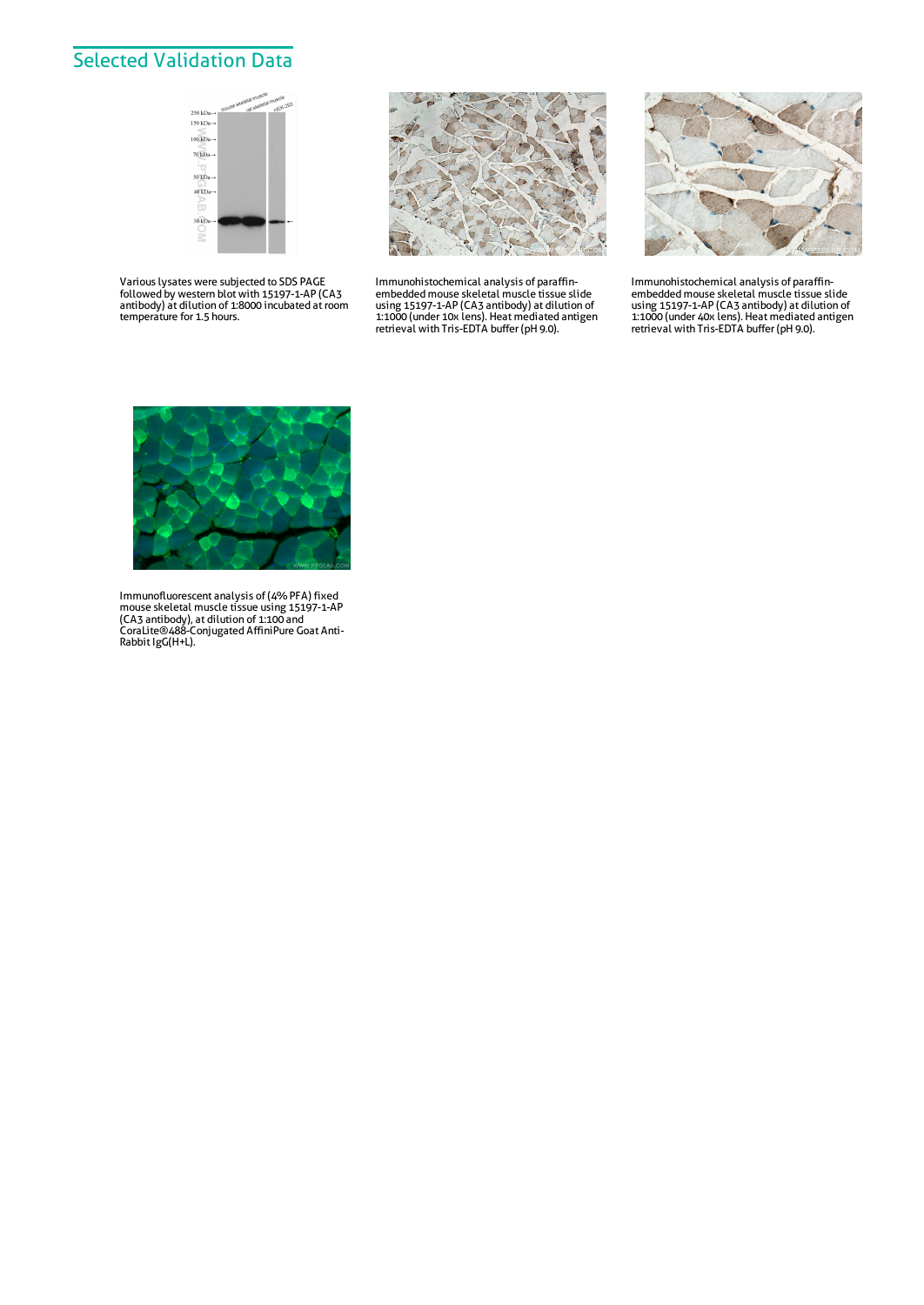## Selected Validation Data

Various lysates were subjected to SDS PAGE followed by western blot with 15197-1-AP (CA3 antibody) at dilution of 1:8000 incubated at room temperature for 1.5 hours.

Immunohistochemical analysis of paraffin-embedded mouse skeletal muscle tissue slide using 15197-1-AP (CA3 antibody) at dilution of 1:1000 (under 10x lens). Heat mediated antigen retrieval with Tris-EDTA buffer (pH 9.0).

Immunohistochemical analysis of paraffin-embedded mouse skeletal muscle tissue slide using 15197-1-AP (CA3 antibody) at dilution of 1:1000 (under 40x lens). Heat mediated antigen retrieval with Tris-EDTA buffer (pH 9.0).

Immunofluorescent analysis of (4% PFA) fixed mouse skeletal muscle tissue using 15197-1-AP (CA3 antibody), at dilution of 1:100 and CoraLite®488-Conjugated AffiniPure Goat Anti-Rabbit IgG(H+L).